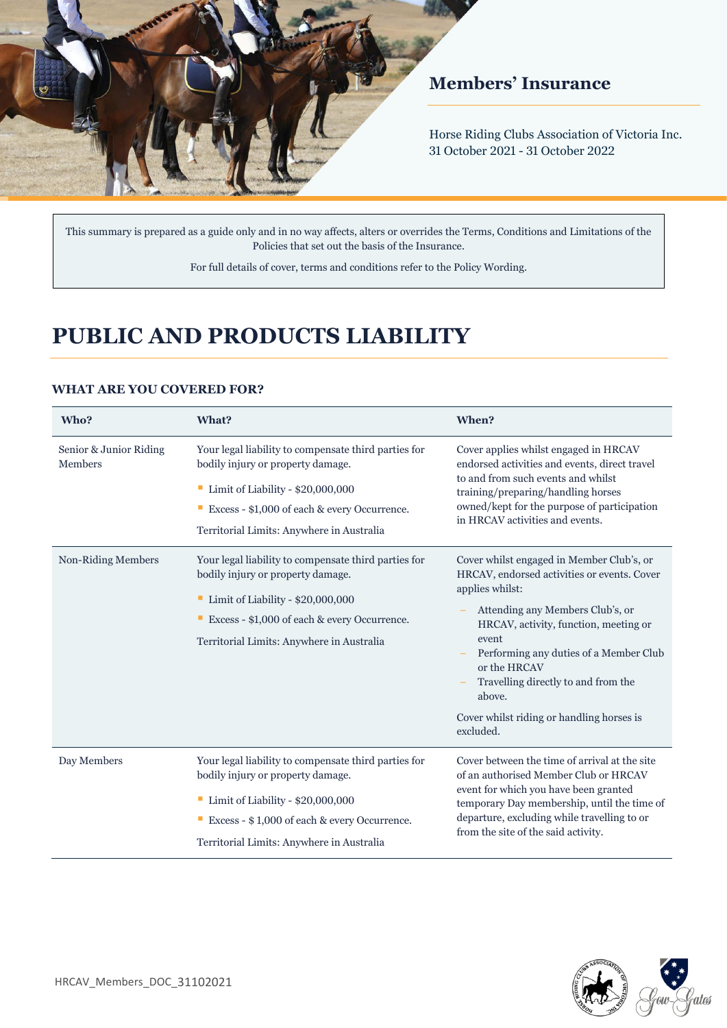## Members' Insurance

Horse Riding Clubs Association of Victoria Inc.
31 October 2021 - 31 October 2022

This summary is prepared as a guide only and in no way affects, alters or overrides the Terms, Conditions and Limitations of the Policies that set out the basis of the Insurance.

For full details of cover, terms and conditions refer to the Policy Wording.

# PUBLIC AND PRODUCTS LIABILITY

### WHAT ARE YOU COVERED FOR?

| Who? | What? | When? |
|---|---|---|
| Senior & Junior Riding Members | Your legal liability to compensate third parties for bodily injury or property damage.<br>- Limit of Liability - $20,000,000<br>- Excess - $1,000 of each & every Occurrence.<br>Territorial Limits: Anywhere in Australia | Cover applies whilst engaged in HRCAV endorsed activities and events, direct travel to and from such events and whilst training/preparing/handling horses owned/kept for the purpose of participation in HRCAV activities and events. |
| Non-Riding Members | Your legal liability to compensate third parties for bodily injury or property damage.<br>- Limit of Liability - $20,000,000<br>- Excess - $1,000 of each & every Occurrence.<br>Territorial Limits: Anywhere in Australia | Cover whilst engaged in Member Club's, or HRCAV, endorsed activities or events. Cover applies whilst:<br>– Attending any Members Club's, or HRCAV, activity, function, meeting or event<br>– Performing any duties of a Member Club or the HRCAV<br>– Travelling directly to and from the above.<br>Cover whilst riding or handling horses is excluded. |
| Day Members | Your legal liability to compensate third parties for bodily injury or property damage.<br>- Limit of Liability - $20,000,000<br>- Excess - $ 1,000 of each & every Occurrence.<br>Territorial Limits: Anywhere in Australia | Cover between the time of arrival at the site of an authorised Member Club or HRCAV event for which you have been granted temporary Day membership, until the time of departure, excluding while travelling to or from the site of the said activity. |

HRCAV_Members_DOC_31102021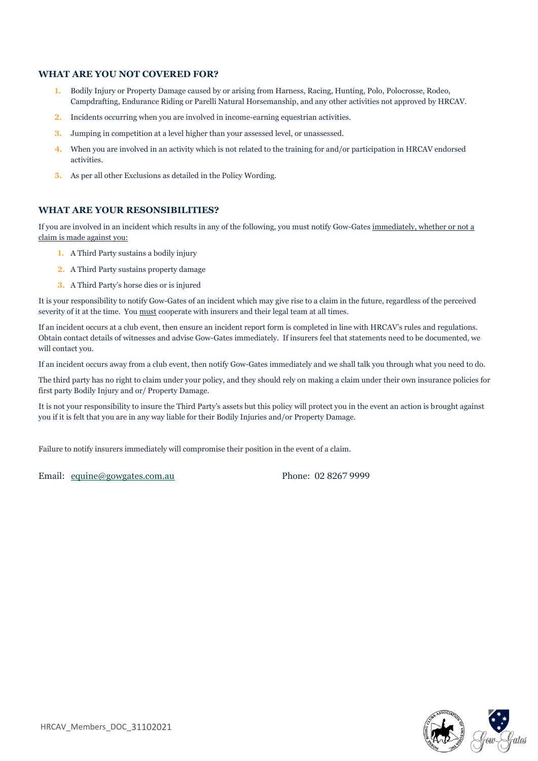## WHAT ARE YOU NOT COVERED FOR?

1. Bodily Injury or Property Damage caused by or arising from Harness, Racing, Hunting, Polo, Polocrosse, Rodeo, Campdrafting, Endurance Riding or Parelli Natural Horsemanship, and any other activities not approved by HRCAV.
2. Incidents occurring when you are involved in income-earning equestrian activities.
3. Jumping in competition at a level higher than your assessed level, or unassessed.
4. When you are involved in an activity which is not related to the training for and/or participation in HRCAV endorsed activities.
5. As per all other Exclusions as detailed in the Policy Wording.

## WHAT ARE YOUR RESONSIBILITIES?

If you are involved in an incident which results in any of the following, you must notify Gow-Gates immediately, whether or not a claim is made against you:

1. A Third Party sustains a bodily injury
2. A Third Party sustains property damage
3. A Third Party's horse dies or is injured

It is your responsibility to notify Gow-Gates of an incident which may give rise to a claim in the future, regardless of the perceived severity of it at the time. You must cooperate with insurers and their legal team at all times.

If an incident occurs at a club event, then ensure an incident report form is completed in line with HRCAV's rules and regulations. Obtain contact details of witnesses and advise Gow-Gates immediately. If insurers feel that statements need to be documented, we will contact you.

If an incident occurs away from a club event, then notify Gow-Gates immediately and we shall talk you through what you need to do.

The third party has no right to claim under your policy, and they should rely on making a claim under their own insurance policies for first party Bodily Injury and or/ Property Damage.

It is not your responsibility to insure the Third Party's assets but this policy will protect you in the event an action is brought against you if it is felt that you are in any way liable for their Bodily Injuries and/or Property Damage.

Failure to notify insurers immediately will compromise their position in the event of a claim.

Email: equine@gowgates.com.au Phone: 02 8267 9999

HRCAV_Members_DOC_31102021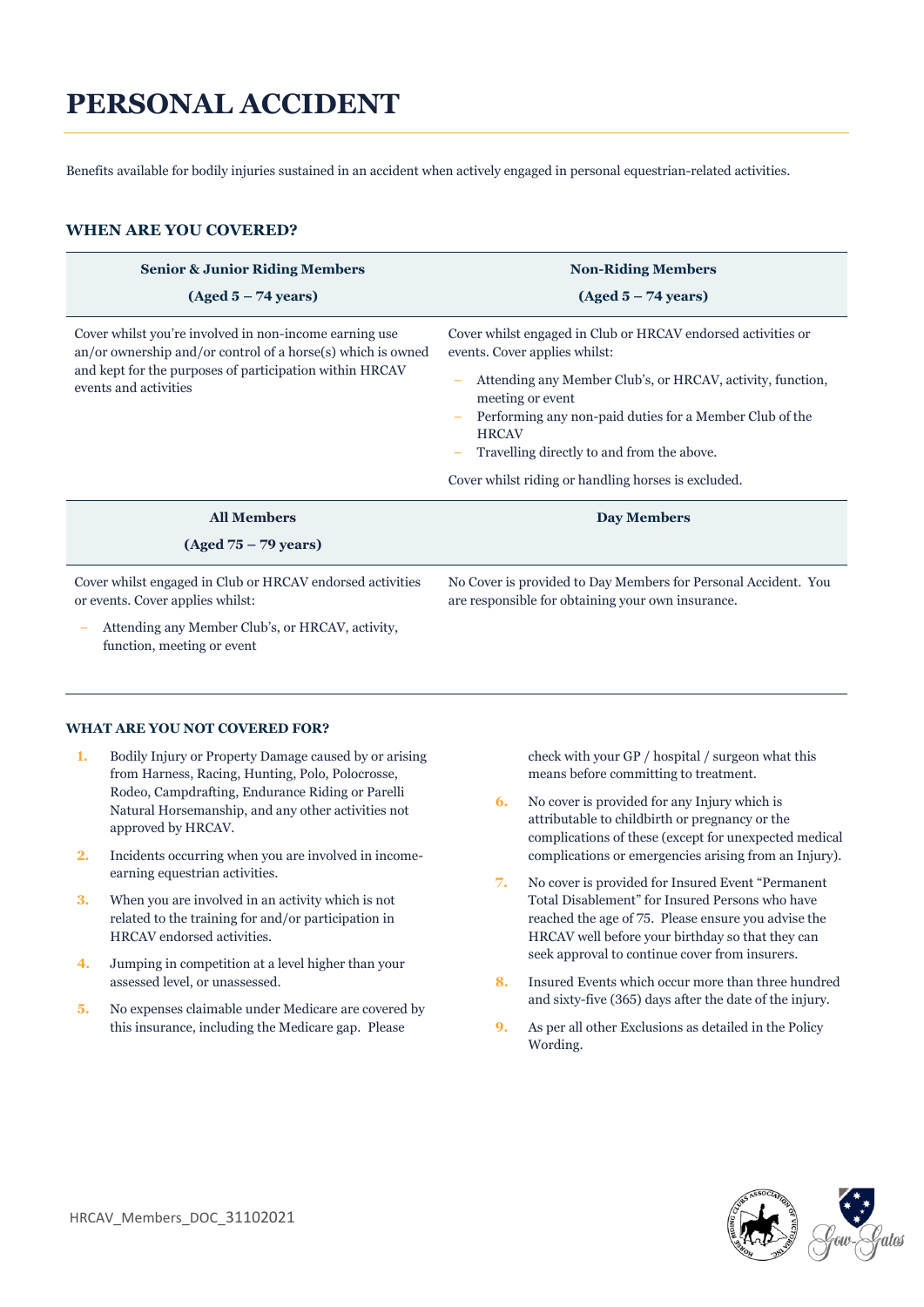# PERSONAL ACCIDENT

Benefits available for bodily injuries sustained in an accident when actively engaged in personal equestrian-related activities.

## WHEN ARE YOU COVERED?

| Senior & Junior Riding Members (Aged 5 – 74 years) | Non-Riding Members (Aged 5 – 74 years) |
|---|---|
| Cover whilst you're involved in non-income earning use an/or ownership and/or control of a horse(s) which is owned and kept for the purposes of participation within HRCAV events and activities | Cover whilst engaged in Club or HRCAV endorsed activities or events. Cover applies whilst:<br>– Attending any Member Club's, or HRCAV, activity, function, meeting or event<br>– Performing any non-paid duties for a Member Club of the HRCAV<br>– Travelling directly to and from the above.<br>Cover whilst riding or handling horses is excluded. |
| **All Members (Aged 75 – 79 years)** | **Day Members** |
| Cover whilst engaged in Club or HRCAV endorsed activities or events. Cover applies whilst:<br>– Attending any Member Club's, or HRCAV, activity, function, meeting or event | No Cover is provided to Day Members for Personal Accident. You are responsible for obtaining your own insurance. |

### WHAT ARE YOU NOT COVERED FOR?

1. Bodily Injury or Property Damage caused by or arising from Harness, Racing, Hunting, Polo, Polocrosse, Rodeo, Campdrafting, Endurance Riding or Parelli Natural Horsemanship, and any other activities not approved by HRCAV.
2. Incidents occurring when you are involved in income-earning equestrian activities.
3. When you are involved in an activity which is not related to the training for and/or participation in HRCAV endorsed activities.
4. Jumping in competition at a level higher than your assessed level, or unassessed.
5. No expenses claimable under Medicare are covered by this insurance, including the Medicare gap. Please check with your GP / hospital / surgeon what this means before committing to treatment.
6. No cover is provided for any Injury which is attributable to childbirth or pregnancy or the complications of these (except for unexpected medical complications or emergencies arising from an Injury).
7. No cover is provided for Insured Event "Permanent Total Disablement" for Insured Persons who have reached the age of 75. Please ensure you advise the HRCAV well before your birthday so that they can seek approval to continue cover from insurers.
8. Insured Events which occur more than three hundred and sixty-five (365) days after the date of the injury.
9. As per all other Exclusions as detailed in the Policy Wording.

HRCAV_Members_DOC_31102021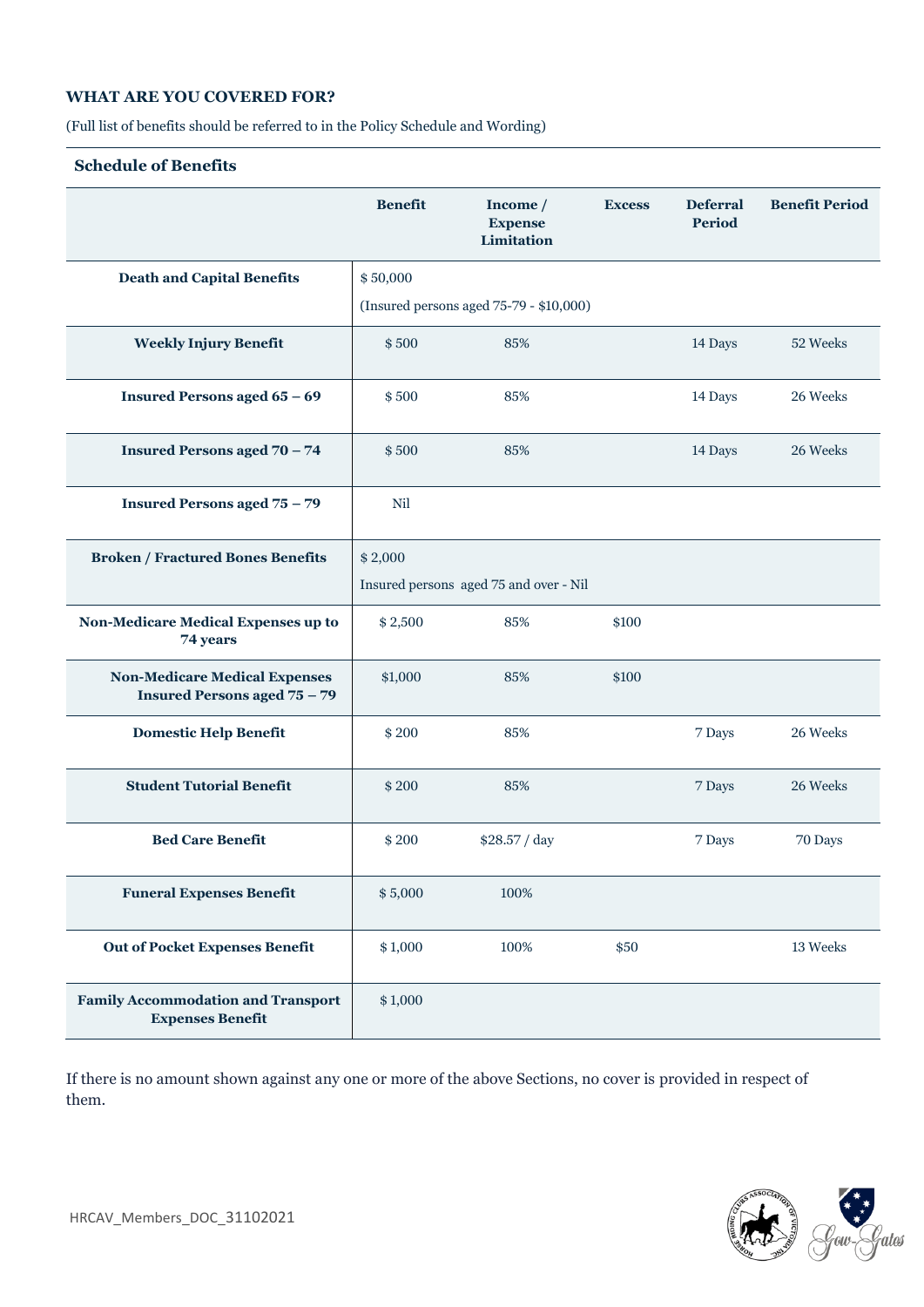**WHAT ARE YOU COVERED FOR?**

(Full list of benefits should be referred to in the Policy Schedule and Wording)

### Schedule of Benefits

| | Benefit | Income / Expense Limitation | Excess | Deferral Period | Benefit Period |
|---|---|---|---|---|---|
| **Death and Capital Benefits** | $ 50,000 (Insured persons aged 75-79 - $10,000) | | | | |
| **Weekly Injury Benefit** | $ 500 | 85% | | 14 Days | 52 Weeks |
| **Insured Persons aged 65 – 69** | $ 500 | 85% | | 14 Days | 26 Weeks |
| **Insured Persons aged 70 – 74** | $ 500 | 85% | | 14 Days | 26 Weeks |
| **Insured Persons aged 75 – 79** | Nil | | | | |
| **Broken / Fractured Bones Benefits** | $ 2,000 Insured persons aged 75 and over - Nil | | | | |
| **Non-Medicare Medical Expenses up to 74 years** | $ 2,500 | 85% | $100 | | |
| **Non-Medicare Medical Expenses Insured Persons aged 75 – 79** | $1,000 | 85% | $100 | | |
| **Domestic Help Benefit** | $ 200 | 85% | | 7 Days | 26 Weeks |
| **Student Tutorial Benefit** | $ 200 | 85% | | 7 Days | 26 Weeks |
| **Bed Care Benefit** | $ 200 | $28.57 / day | | 7 Days | 70 Days |
| **Funeral Expenses Benefit** | $ 5,000 | 100% | | | |
| **Out of Pocket Expenses Benefit** | $ 1,000 | 100% | $50 | | 13 Weeks |
| **Family Accommodation and Transport Expenses Benefit** | $ 1,000 | | | | |

If there is no amount shown against any one or more of the above Sections, no cover is provided in respect of them.

HRCAV_Members_DOC_31102021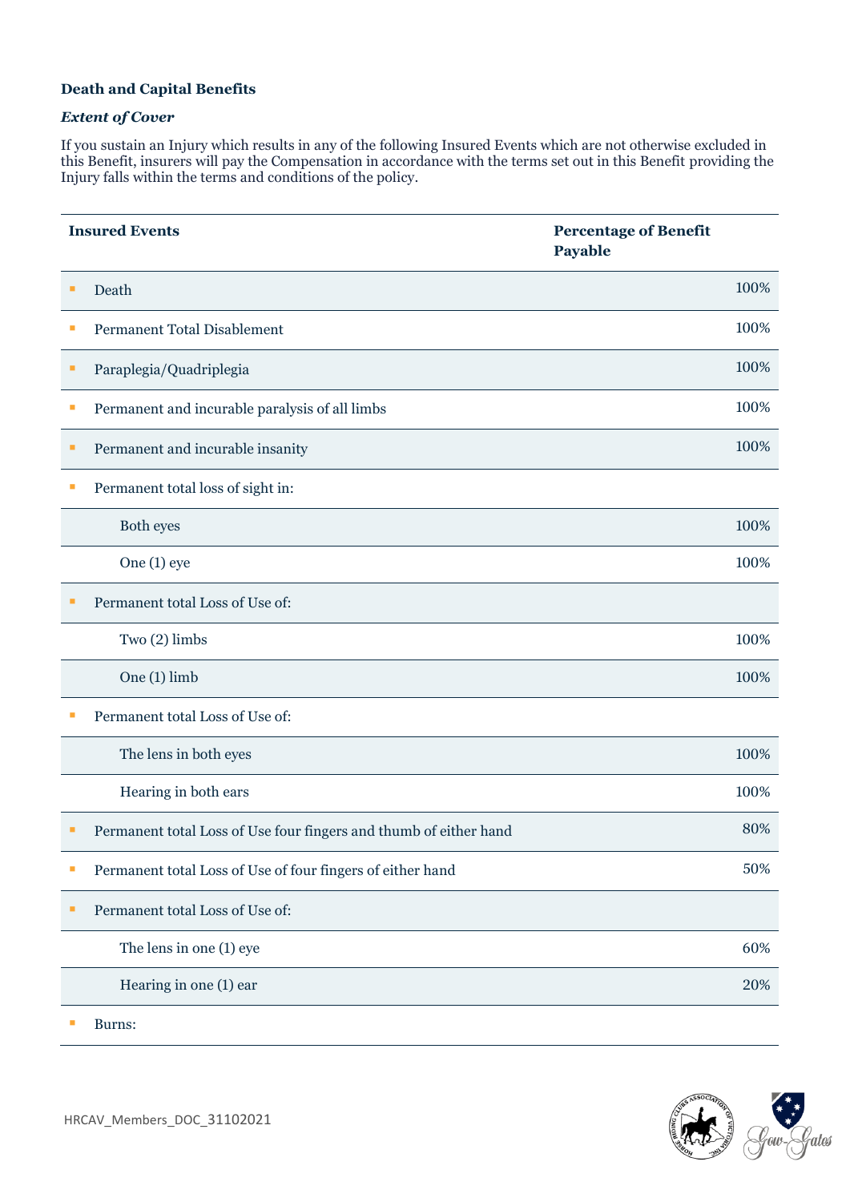**Death and Capital Benefits**

***Extent of Cover***

If you sustain an Injury which results in any of the following Insured Events which are not otherwise excluded in this Benefit, insurers will pay the Compensation in accordance with the terms set out in this Benefit providing the Injury falls within the terms and conditions of the policy.

| Insured Events | Percentage of Benefit Payable |
|---|---|
| ▪ Death | 100% |
| ▪ Permanent Total Disablement | 100% |
| ▪ Paraplegia/Quadriplegia | 100% |
| ▪ Permanent and incurable paralysis of all limbs | 100% |
| ▪ Permanent and incurable insanity | 100% |
| ▪ Permanent total loss of sight in: | |
| Both eyes | 100% |
| One (1) eye | 100% |
| ▪ Permanent total Loss of Use of: | |
| Two (2) limbs | 100% |
| One (1) limb | 100% |
| ▪ Permanent total Loss of Use of: | |
| The lens in both eyes | 100% |
| Hearing in both ears | 100% |
| ▪ Permanent total Loss of Use four fingers and thumb of either hand | 80% |
| ▪ Permanent total Loss of Use of four fingers of either hand | 50% |
| ▪ Permanent total Loss of Use of: | |
| The lens in one (1) eye | 60% |
| Hearing in one (1) ear | 20% |
| ▪ Burns: | |

HRCAV_Members_DOC_31102021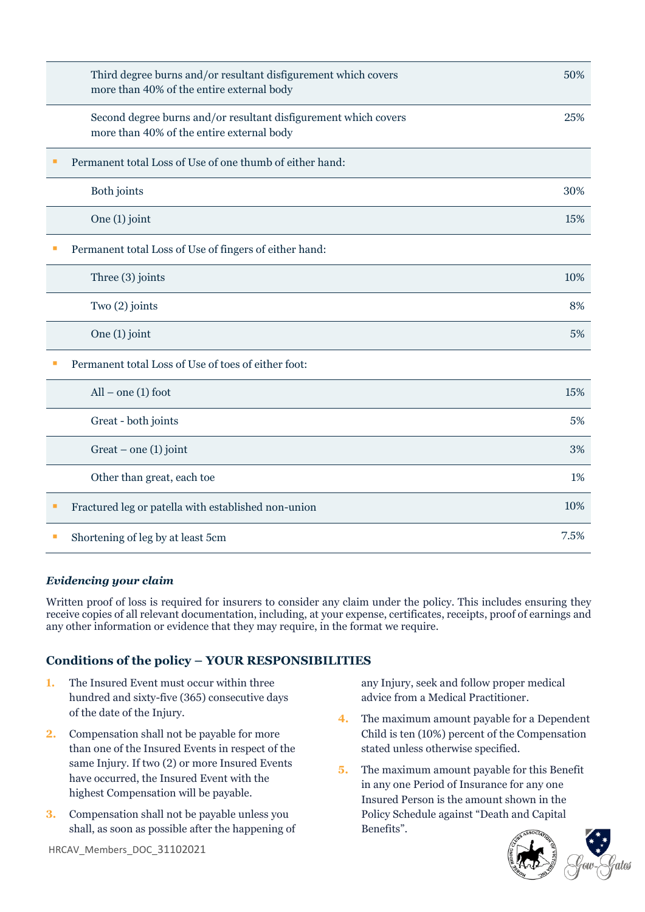| | |
|---|---|
| Third degree burns and/or resultant disfigurement which covers more than 40% of the entire external body | 50% |
| Second degree burns and/or resultant disfigurement which covers more than 40% of the entire external body | 25% |
| ▪ Permanent total Loss of Use of one thumb of either hand: | |
| Both joints | 30% |
| One (1) joint | 15% |
| ▪ Permanent total Loss of Use of fingers of either hand: | |
| Three (3) joints | 10% |
| Two (2) joints | 8% |
| One (1) joint | 5% |
| ▪ Permanent total Loss of Use of toes of either foot: | |
| All – one (1) foot | 15% |
| Great - both joints | 5% |
| Great – one (1) joint | 3% |
| Other than great, each toe | 1% |
| ▪ Fractured leg or patella with established non-union | 10% |
| ▪ Shortening of leg by at least 5cm | 7.5% |

***Evidencing your claim***

Written proof of loss is required for insurers to consider any claim under the policy. This includes ensuring they receive copies of all relevant documentation, including, at your expense, certificates, receipts, proof of earnings and any other information or evidence that they may require, in the format we require.

## Conditions of the policy – YOUR RESPONSIBILITIES

1. The Insured Event must occur within three hundred and sixty-five (365) consecutive days of the date of the Injury.
2. Compensation shall not be payable for more than one of the Insured Events in respect of the same Injury. If two (2) or more Insured Events have occurred, the Insured Event with the highest Compensation will be payable.
3. Compensation shall not be payable unless you shall, as soon as possible after the happening of any Injury, seek and follow proper medical advice from a Medical Practitioner.
4. The maximum amount payable for a Dependent Child is ten (10%) percent of the Compensation stated unless otherwise specified.
5. The maximum amount payable for this Benefit in any one Period of Insurance for any one Insured Person is the amount shown in the Policy Schedule against "Death and Capital Benefits".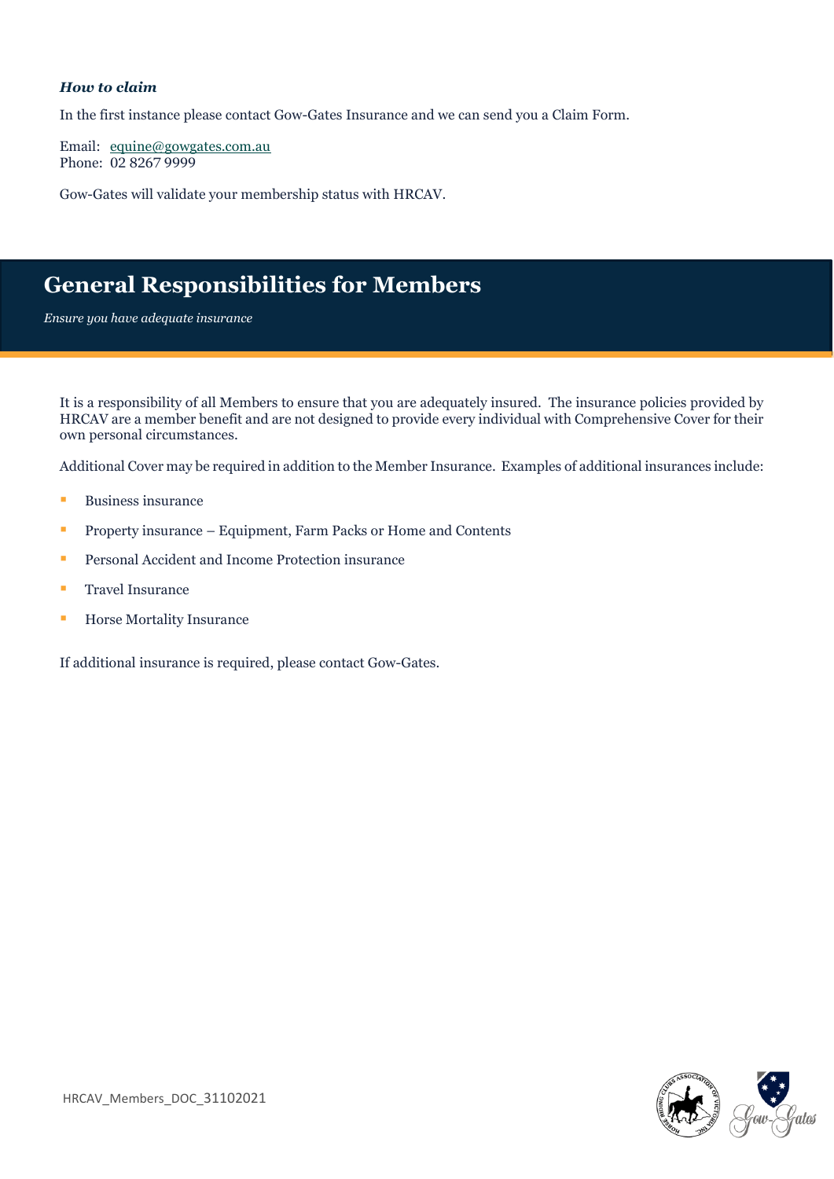### *How to claim*

In the first instance please contact Gow-Gates Insurance and we can send you a Claim Form.

Email: equine@gowgates.com.au
Phone: 02 8267 9999

Gow-Gates will validate your membership status with HRCAV.

## General Responsibilities for Members

*Ensure you have adequate insurance*

It is a responsibility of all Members to ensure that you are adequately insured. The insurance policies provided by HRCAV are a member benefit and are not designed to provide every individual with Comprehensive Cover for their own personal circumstances.

Additional Cover may be required in addition to the Member Insurance. Examples of additional insurances include:

- Business insurance
- Property insurance – Equipment, Farm Packs or Home and Contents
- Personal Accident and Income Protection insurance
- Travel Insurance
- Horse Mortality Insurance

If additional insurance is required, please contact Gow-Gates.

HRCAV_Members_DOC_31102021